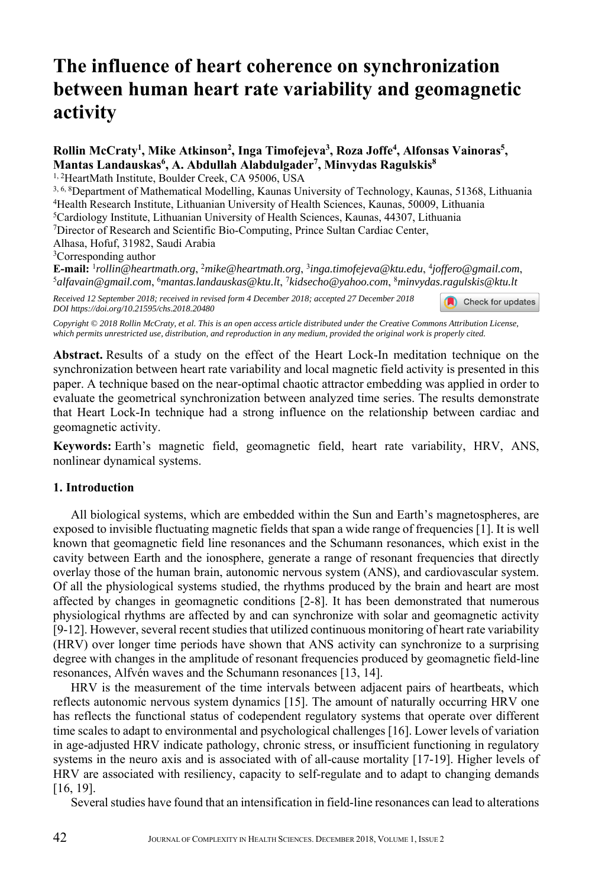# The influence of heart coherence on synchronization between human heart rate variability and geomagnetic activity

**Rollin McCraty[1], Mike Atkinson[2], Inga Timofejeva[3], Roza Joffe[4], Alfonsas Vainoras[5], Mantas Landauskas[6], A. Abdullah Alabdulgader[7], Minvydas Ragulskis[8]**

[1, 2]HeartMath Institute, Boulder Creek, CA 95006, USA
[3, 6, 8]Department of Mathematical Modelling, Kaunas University of Technology, Kaunas, 51368, Lithuania
[4]Health Research Institute, Lithuanian University of Health Sciences, Kaunas, 50009, Lithuania
[5]Cardiology Institute, Lithuanian University of Health Sciences, Kaunas, 44307, Lithuania
[7]Director of Research and Scientific Bio-Computing, Prince Sultan Cardiac Center, Alhasa, Hofuf, 31982, Saudi Arabia
[3]Corresponding author
**E-mail:** [1]*rollin@heartmath.org*, [2]*mike@heartmath.org*, [3]*inga.timofejeva@ktu.edu*, [4]*joffero@gmail.com*, [5]*alfavain@gmail.com*, [6]*mantas.landauskas@ktu.lt*, [7]*kidsecho@yahoo.com*, [8]*minvydas.ragulskis@ktu.lt*

*Received 12 September 2018; received in revised form 4 December 2018; accepted 27 December 2018*
*DOI https://doi.org/10.21595/chs.2018.20480*

*Copyright © 2018 Rollin McCraty, et al. This is an open access article distributed under the Creative Commons Attribution License, which permits unrestricted use, distribution, and reproduction in any medium, provided the original work is properly cited.*

**Abstract.** Results of a study on the effect of the Heart Lock-In meditation technique on the synchronization between heart rate variability and local magnetic field activity is presented in this paper. A technique based on the near-optimal chaotic attractor embedding was applied in order to evaluate the geometrical synchronization between analyzed time series. The results demonstrate that Heart Lock-In technique had a strong influence on the relationship between cardiac and geomagnetic activity.

**Keywords:** Earth's magnetic field, geomagnetic field, heart rate variability, HRV, ANS, nonlinear dynamical systems.

## 1. Introduction

All biological systems, which are embedded within the Sun and Earth's magnetospheres, are exposed to invisible fluctuating magnetic fields that span a wide range of frequencies [1]. It is well known that geomagnetic field line resonances and the Schumann resonances, which exist in the cavity between Earth and the ionosphere, generate a range of resonant frequencies that directly overlay those of the human brain, autonomic nervous system (ANS), and cardiovascular system. Of all the physiological systems studied, the rhythms produced by the brain and heart are most affected by changes in geomagnetic conditions [2-8]. It has been demonstrated that numerous physiological rhythms are affected by and can synchronize with solar and geomagnetic activity [9-12]. However, several recent studies that utilized continuous monitoring of heart rate variability (HRV) over longer time periods have shown that ANS activity can synchronize to a surprising degree with changes in the amplitude of resonant frequencies produced by geomagnetic field-line resonances, Alfvén waves and the Schumann resonances [13, 14].

HRV is the measurement of the time intervals between adjacent pairs of heartbeats, which reflects autonomic nervous system dynamics [15]. The amount of naturally occurring HRV one has reflects the functional status of codependent regulatory systems that operate over different time scales to adapt to environmental and psychological challenges [16]. Lower levels of variation in age-adjusted HRV indicate pathology, chronic stress, or insufficient functioning in regulatory systems in the neuro axis and is associated with of all-cause mortality [17-19]. Higher levels of HRV are associated with resiliency, capacity to self-regulate and to adapt to changing demands [16, 19].

Several studies have found that an intensification in field-line resonances can lead to alterations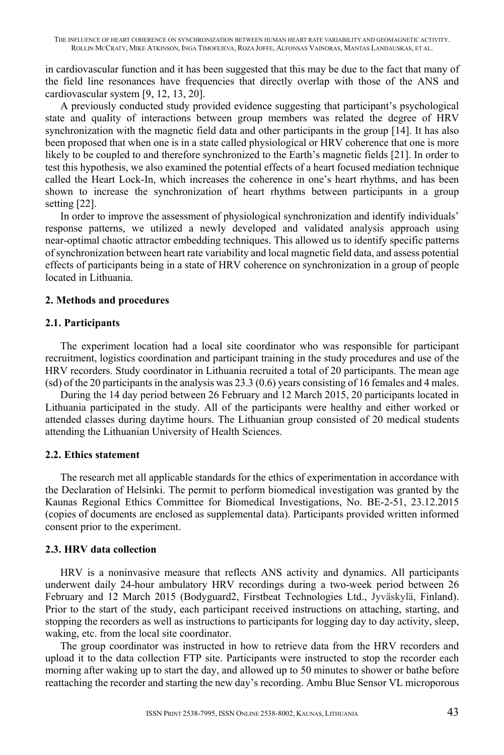in cardiovascular function and it has been suggested that this may be due to the fact that many of the field line resonances have frequencies that directly overlap with those of the ANS and cardiovascular system [9, 12, 13, 20].

A previously conducted study provided evidence suggesting that participant's psychological state and quality of interactions between group members was related the degree of HRV synchronization with the magnetic field data and other participants in the group [14]. It has also been proposed that when one is in a state called physiological or HRV coherence that one is more likely to be coupled to and therefore synchronized to the Earth's magnetic fields [21]. In order to test this hypothesis, we also examined the potential effects of a heart focused mediation technique called the Heart Lock-In, which increases the coherence in one's heart rhythms, and has been shown to increase the synchronization of heart rhythms between participants in a group setting [22].

In order to improve the assessment of physiological synchronization and identify individuals' response patterns, we utilized a newly developed and validated analysis approach using near-optimal chaotic attractor embedding techniques. This allowed us to identify specific patterns of synchronization between heart rate variability and local magnetic field data, and assess potential effects of participants being in a state of HRV coherence on synchronization in a group of people located in Lithuania.

## 2. Methods and procedures

### 2.1. Participants

The experiment location had a local site coordinator who was responsible for participant recruitment, logistics coordination and participant training in the study procedures and use of the HRV recorders. Study coordinator in Lithuania recruited a total of 20 participants. The mean age (sd) of the 20 participants in the analysis was 23.3 (0.6) years consisting of 16 females and 4 males.

During the 14 day period between 26 February and 12 March 2015, 20 participants located in Lithuania participated in the study. All of the participants were healthy and either worked or attended classes during daytime hours. The Lithuanian group consisted of 20 medical students attending the Lithuanian University of Health Sciences.

### 2.2. Ethics statement

The research met all applicable standards for the ethics of experimentation in accordance with the Declaration of Helsinki. The permit to perform biomedical investigation was granted by the Kaunas Regional Ethics Committee for Biomedical Investigations, No. BE-2-51, 23.12.2015 (copies of documents are enclosed as supplemental data). Participants provided written informed consent prior to the experiment.

### 2.3. HRV data collection

HRV is a noninvasive measure that reflects ANS activity and dynamics. All participants underwent daily 24-hour ambulatory HRV recordings during a two-week period between 26 February and 12 March 2015 (Bodyguard2, Firstbeat Technologies Ltd., Jyväskylä, Finland). Prior to the start of the study, each participant received instructions on attaching, starting, and stopping the recorders as well as instructions to participants for logging day to day activity, sleep, waking, etc. from the local site coordinator.

The group coordinator was instructed in how to retrieve data from the HRV recorders and upload it to the data collection FTP site. Participants were instructed to stop the recorder each morning after waking up to start the day, and allowed up to 50 minutes to shower or bathe before reattaching the recorder and starting the new day's recording. Ambu Blue Sensor VL microporous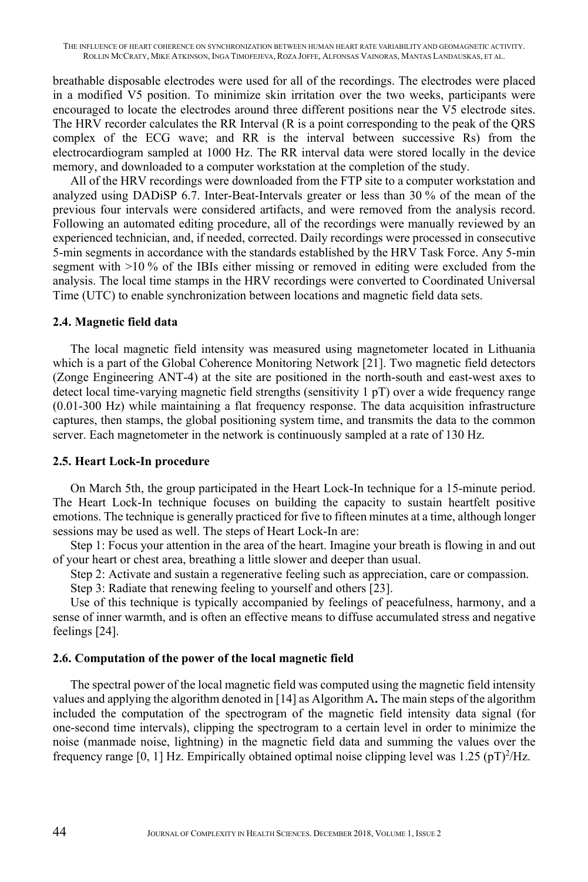breathable disposable electrodes were used for all of the recordings. The electrodes were placed in a modified V5 position. To minimize skin irritation over the two weeks, participants were encouraged to locate the electrodes around three different positions near the V5 electrode sites. The HRV recorder calculates the RR Interval (R is a point corresponding to the peak of the QRS complex of the ECG wave; and RR is the interval between successive Rs) from the electrocardiogram sampled at 1000 Hz. The RR interval data were stored locally in the device memory, and downloaded to a computer workstation at the completion of the study.

All of the HRV recordings were downloaded from the FTP site to a computer workstation and analyzed using DADiSP 6.7. Inter-Beat-Intervals greater or less than 30 % of the mean of the previous four intervals were considered artifacts, and were removed from the analysis record. Following an automated editing procedure, all of the recordings were manually reviewed by an experienced technician, and, if needed, corrected. Daily recordings were processed in consecutive 5-min segments in accordance with the standards established by the HRV Task Force. Any 5-min segment with >10 % of the IBIs either missing or removed in editing were excluded from the analysis. The local time stamps in the HRV recordings were converted to Coordinated Universal Time (UTC) to enable synchronization between locations and magnetic field data sets.

### 2.4. Magnetic field data

The local magnetic field intensity was measured using magnetometer located in Lithuania which is a part of the Global Coherence Monitoring Network [21]. Two magnetic field detectors (Zonge Engineering ANT-4) at the site are positioned in the north-south and east-west axes to detect local time-varying magnetic field strengths (sensitivity 1 pT) over a wide frequency range (0.01-300 Hz) while maintaining a flat frequency response. The data acquisition infrastructure captures, then stamps, the global positioning system time, and transmits the data to the common server. Each magnetometer in the network is continuously sampled at a rate of 130 Hz.

### 2.5. Heart Lock-In procedure

On March 5th, the group participated in the Heart Lock-In technique for a 15-minute period. The Heart Lock-In technique focuses on building the capacity to sustain heartfelt positive emotions. The technique is generally practiced for five to fifteen minutes at a time, although longer sessions may be used as well. The steps of Heart Lock-In are:

Step 1: Focus your attention in the area of the heart. Imagine your breath is flowing in and out of your heart or chest area, breathing a little slower and deeper than usual.

Step 2: Activate and sustain a regenerative feeling such as appreciation, care or compassion.

Step 3: Radiate that renewing feeling to yourself and others [23].

Use of this technique is typically accompanied by feelings of peacefulness, harmony, and a sense of inner warmth, and is often an effective means to diffuse accumulated stress and negative feelings [24].

### 2.6. Computation of the power of the local magnetic field

The spectral power of the local magnetic field was computed using the magnetic field intensity values and applying the algorithm denoted in [14] as Algorithm A**.** The main steps of the algorithm included the computation of the spectrogram of the magnetic field intensity data signal (for one-second time intervals), clipping the spectrogram to a certain level in order to minimize the noise (manmade noise, lightning) in the magnetic field data and summing the values over the frequency range [0, 1] Hz. Empirically obtained optimal noise clipping level was 1.25 $(\text{pT})^2/\text{Hz}$.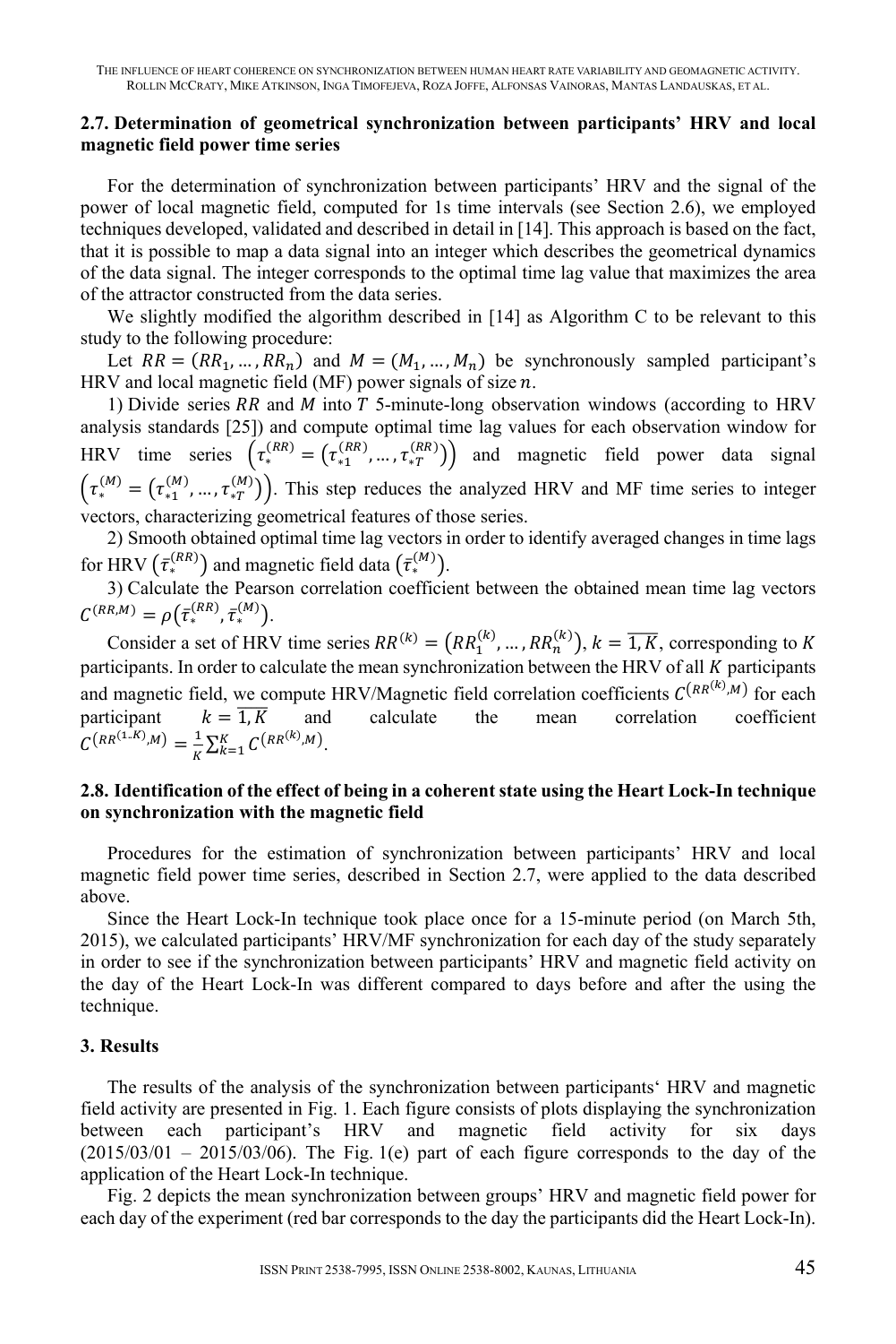### 2.7. Determination of geometrical synchronization between participants' HRV and local magnetic field power time series

For the determination of synchronization between participants' HRV and the signal of the power of local magnetic field, computed for 1s time intervals (see Section 2.6), we employed techniques developed, validated and described in detail in [14]. This approach is based on the fact, that it is possible to map a data signal into an integer which describes the geometrical dynamics of the data signal. The integer corresponds to the optimal time lag value that maximizes the area of the attractor constructed from the data series.

We slightly modified the algorithm described in [14] as Algorithm C to be relevant to this study to the following procedure:

Let $RR = (RR_1, \ldots, RR_n)$ and $M = (M_1, \ldots, M_n)$ be synchronously sampled participant's HRV and local magnetic field (MF) power signals of size $n$.

1) Divide series $RR$ and $M$ into $T$ 5-minute-long observation windows (according to HRV analysis standards [25]) and compute optimal time lag values for each observation window for HRV time series $\left(\tau_*^{(RR)} = \left(\tau_{*1}^{(RR)}, \ldots, \tau_{*T}^{(RR)}\right)\right)$ and magnetic field power data signal $\left(\tau_*^{(M)} = \left(\tau_{*1}^{(M)}, \ldots, \tau_{*T}^{(M)}\right)\right)$. This step reduces the analyzed HRV and MF time series to integer vectors, characterizing geometrical features of those series.

2) Smooth obtained optimal time lag vectors in order to identify averaged changes in time lags for HRV $\left(\bar{\tau}_*^{(RR)}\right)$ and magnetic field data $\left(\bar{\tau}_*^{(M)}\right)$.

3) Calculate the Pearson correlation coefficient between the obtained mean time lag vectors $C^{(RR,M)} = \rho\left(\bar{\tau}_*^{(RR)}, \bar{\tau}_*^{(M)}\right)$.

Consider a set of HRV time series $RR^{(k)} = \left(RR_1^{(k)}, \ldots, RR_n^{(k)}\right)$, $k = \overline{1, K}$, corresponding to $K$ participants. In order to calculate the mean synchronization between the HRV of all $K$ participants and magnetic field, we compute HRV/Magnetic field correlation coefficients $C^{\left(RR^{(k)},M\right)}$ for each participant $k = \overline{1, K}$ and calculate the mean correlation coefficient $C^{\left(RR^{(1..K)},M\right)} = \frac{1}{K}\sum_{k=1}^{K} C^{\left(RR^{(k)},M\right)}$.

### 2.8. Identification of the effect of being in a coherent state using the Heart Lock-In technique on synchronization with the magnetic field

Procedures for the estimation of synchronization between participants' HRV and local magnetic field power time series, described in Section 2.7, were applied to the data described above.

Since the Heart Lock-In technique took place once for a 15-minute period (on March 5th, 2015), we calculated participants' HRV/MF synchronization for each day of the study separately in order to see if the synchronization between participants' HRV and magnetic field activity on the day of the Heart Lock-In was different compared to days before and after the using the technique.

## 3. Results

The results of the analysis of the synchronization between participants' HRV and magnetic field activity are presented in Fig. 1. Each figure consists of plots displaying the synchronization between each participant's HRV and magnetic field activity for six days (2015/03/01 – 2015/03/06). The Fig. 1(e) part of each figure corresponds to the day of the application of the Heart Lock-In technique.

Fig. 2 depicts the mean synchronization between groups' HRV and magnetic field power for each day of the experiment (red bar corresponds to the day the participants did the Heart Lock-In).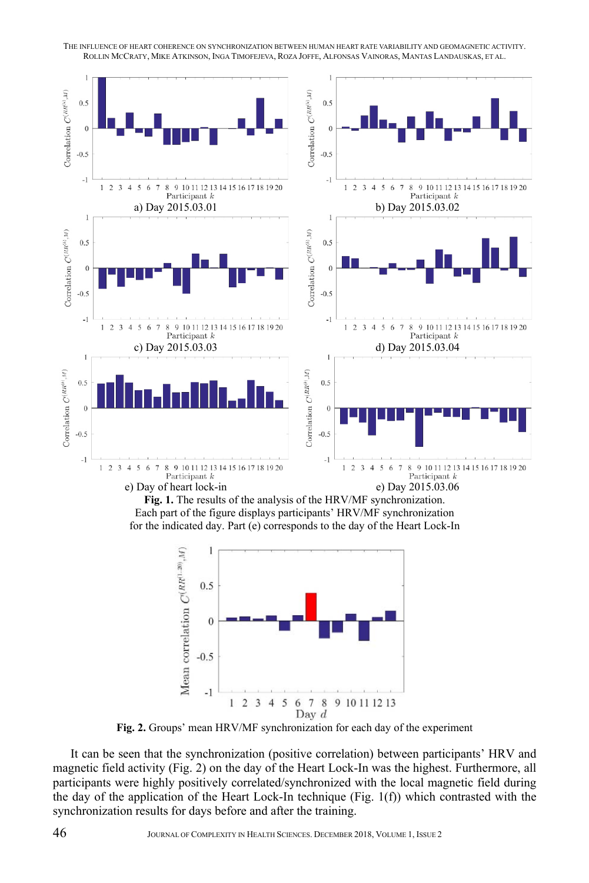a) Day 2015.03.01

b) Day 2015.03.02

c) Day 2015.03.03

d) Day 2015.03.04

e) Day of heart lock-in

e) Day 2015.03.06

**Fig. 1.** The results of the analysis of the HRV/MF synchronization. Each part of the figure displays participants' HRV/MF synchronization for the indicated day. Part (e) corresponds to the day of the Heart Lock-In

**Fig. 2.** Groups' mean HRV/MF synchronization for each day of the experiment

It can be seen that the synchronization (positive correlation) between participants' HRV and magnetic field activity (Fig. 2) on the day of the Heart Lock-In was the highest. Furthermore, all participants were highly positively correlated/synchronized with the local magnetic field during the day of the application of the Heart Lock-In technique (Fig. 1(f)) which contrasted with the synchronization results for days before and after the training.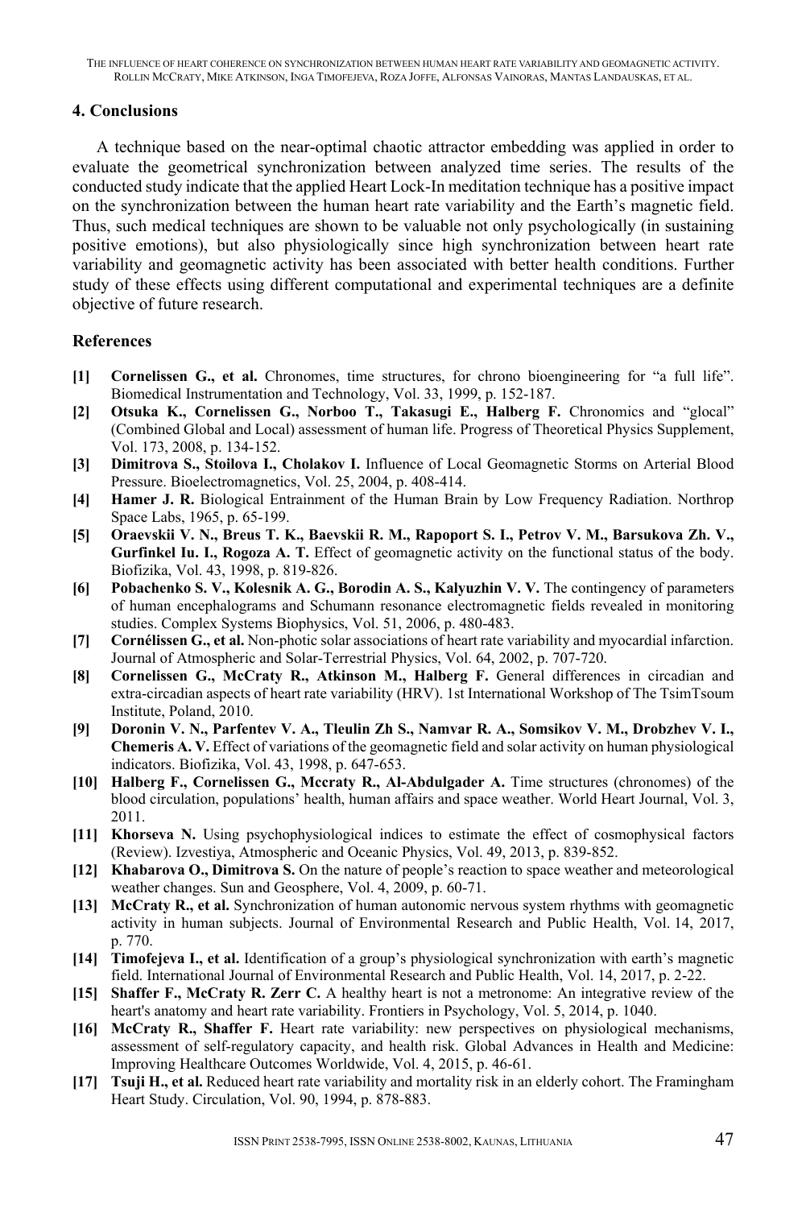## 4. Conclusions

A technique based on the near-optimal chaotic attractor embedding was applied in order to evaluate the geometrical synchronization between analyzed time series. The results of the conducted study indicate that the applied Heart Lock-In meditation technique has a positive impact on the synchronization between the human heart rate variability and the Earth's magnetic field. Thus, such medical techniques are shown to be valuable not only psychologically (in sustaining positive emotions), but also physiologically since high synchronization between heart rate variability and geomagnetic activity has been associated with better health conditions. Further study of these effects using different computational and experimental techniques are a definite objective of future research.

## References

- **[1]** **Cornelissen G., et al.** Chronomes, time structures, for chrono bioengineering for "a full life". Biomedical Instrumentation and Technology, Vol. 33, 1999, p. 152-187.
- **[2]** **Otsuka K., Cornelissen G., Norboo T., Takasugi E., Halberg F.** Chronomics and "glocal" (Combined Global and Local) assessment of human life. Progress of Theoretical Physics Supplement, Vol. 173, 2008, p. 134-152.
- **[3]** **Dimitrova S., Stoilova I., Cholakov I.** Influence of Local Geomagnetic Storms on Arterial Blood Pressure. Bioelectromagnetics, Vol. 25, 2004, p. 408-414.
- **[4]** **Hamer J. R.** Biological Entrainment of the Human Brain by Low Frequency Radiation. Northrop Space Labs, 1965, p. 65-199.
- **[5]** **Oraevskii V. N., Breus T. K., Baevskii R. M., Rapoport S. I., Petrov V. M., Barsukova Zh. V., Gurfinkel Iu. I., Rogoza A. T.** Effect of geomagnetic activity on the functional status of the body. Biofizika, Vol. 43, 1998, p. 819-826.
- **[6]** **Pobachenko S. V., Kolesnik A. G., Borodin A. S., Kalyuzhin V. V.** The contingency of parameters of human encephalograms and Schumann resonance electromagnetic fields revealed in monitoring studies. Complex Systems Biophysics, Vol. 51, 2006, p. 480-483.
- **[7]** **Cornélissen G., et al.** Non-photic solar associations of heart rate variability and myocardial infarction. Journal of Atmospheric and Solar-Terrestrial Physics, Vol. 64, 2002, p. 707-720.
- **[8]** **Cornelissen G., McCraty R., Atkinson M., Halberg F.** General differences in circadian and extra-circadian aspects of heart rate variability (HRV). 1st International Workshop of The TsimTsoum Institute, Poland, 2010.
- **[9]** **Doronin V. N., Parfentev V. A., Tleulin Zh S., Namvar R. A., Somsikov V. M., Drobzhev V. I., Chemeris A. V.** Effect of variations of the geomagnetic field and solar activity on human physiological indicators. Biofizika, Vol. 43, 1998, p. 647-653.
- **[10]** **Halberg F., Cornelissen G., Mccraty R., Al-Abdulgader A.** Time structures (chronomes) of the blood circulation, populations' health, human affairs and space weather. World Heart Journal, Vol. 3, 2011.
- **[11]** **Khorseva N.** Using psychophysiological indices to estimate the effect of cosmophysical factors (Review). Izvestiya, Atmospheric and Oceanic Physics, Vol. 49, 2013, p. 839-852.
- **[12]** **Khabarova O., Dimitrova S.** On the nature of people's reaction to space weather and meteorological weather changes. Sun and Geosphere, Vol. 4, 2009, p. 60-71.
- **[13]** **McCraty R., et al.** Synchronization of human autonomic nervous system rhythms with geomagnetic activity in human subjects. Journal of Environmental Research and Public Health, Vol. 14, 2017, p. 770.
- **[14]** **Timofejeva I., et al.** Identification of a group's physiological synchronization with earth's magnetic field. International Journal of Environmental Research and Public Health, Vol. 14, 2017, p. 2-22.
- **[15]** **Shaffer F., McCraty R. Zerr C.** A healthy heart is not a metronome: An integrative review of the heart's anatomy and heart rate variability. Frontiers in Psychology, Vol. 5, 2014, p. 1040.
- **[16]** **McCraty R., Shaffer F.** Heart rate variability: new perspectives on physiological mechanisms, assessment of self-regulatory capacity, and health risk. Global Advances in Health and Medicine: Improving Healthcare Outcomes Worldwide, Vol. 4, 2015, p. 46-61.
- **[17]** **Tsuji H., et al.** Reduced heart rate variability and mortality risk in an elderly cohort. The Framingham Heart Study. Circulation, Vol. 90, 1994, p. 878-883.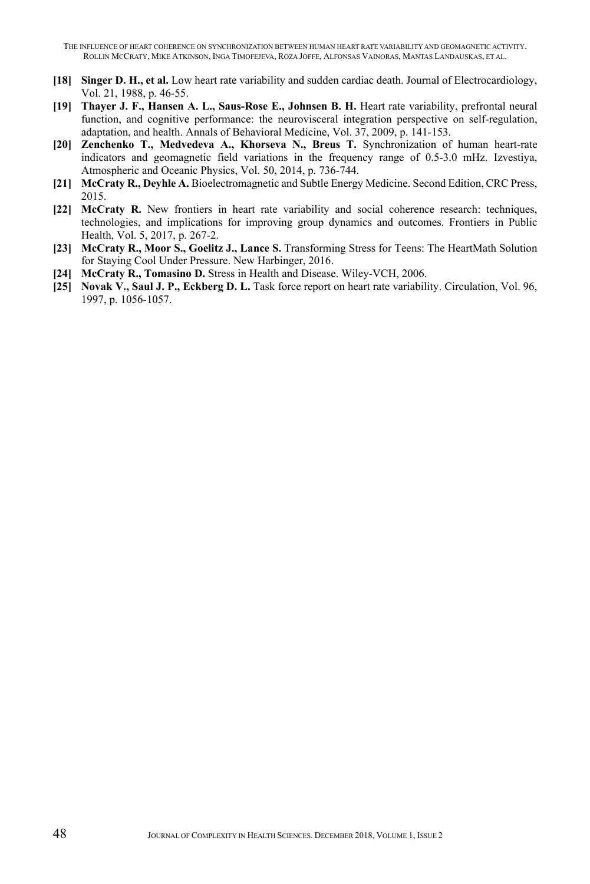- **[18]** **Singer D. H., et al.** Low heart rate variability and sudden cardiac death. Journal of Electrocardiology, Vol. 21, 1988, p. 46-55.
- **[19]** **Thayer J. F., Hansen A. L., Saus-Rose E., Johnsen B. H.** Heart rate variability, prefrontal neural function, and cognitive performance: the neurovisceral integration perspective on self-regulation, adaptation, and health. Annals of Behavioral Medicine, Vol. 37, 2009, p. 141-153.
- **[20]** **Zenchenko T., Medvedeva A., Khorseva N., Breus T.** Synchronization of human heart-rate indicators and geomagnetic field variations in the frequency range of 0.5-3.0 mHz. Izvestiya, Atmospheric and Oceanic Physics, Vol. 50, 2014, p. 736-744.
- **[21]** **McCraty R., Deyhle A.** Bioelectromagnetic and Subtle Energy Medicine. Second Edition, CRC Press, 2015.
- **[22]** **McCraty R.** New frontiers in heart rate variability and social coherence research: techniques, technologies, and implications for improving group dynamics and outcomes. Frontiers in Public Health, Vol. 5, 2017, p. 267-2.
- **[23]** **McCraty R., Moor S., Goelitz J., Lance S.** Transforming Stress for Teens: The HeartMath Solution for Staying Cool Under Pressure. New Harbinger, 2016.
- **[24]** **McCraty R., Tomasino D.** Stress in Health and Disease. Wiley-VCH, 2006.
- **[25]** **Novak V., Saul J. P., Eckberg D. L.** Task force report on heart rate variability. Circulation, Vol. 96, 1997, p. 1056-1057.